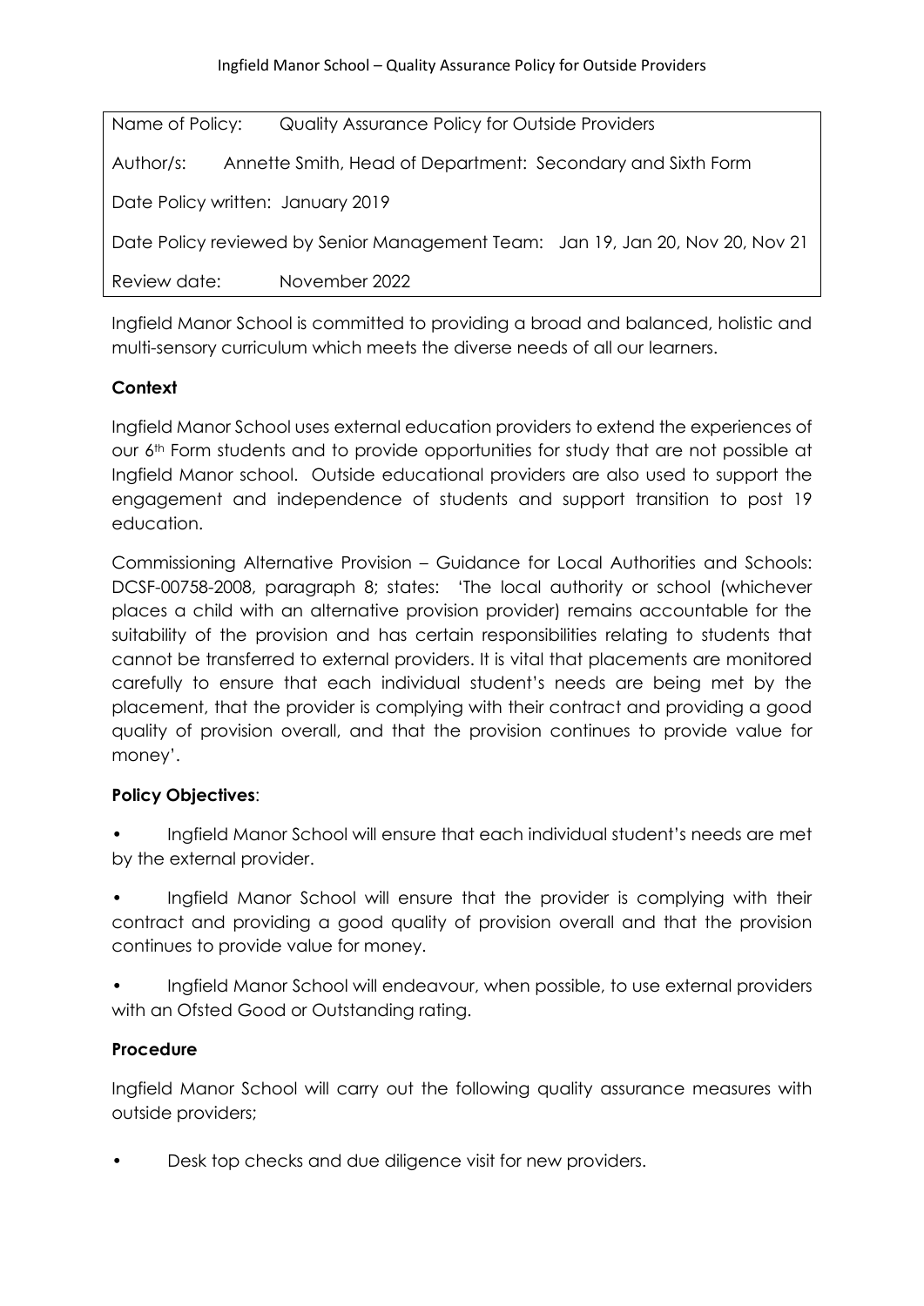| Name of Policy: | Quality Assurance Policy for Outside Providers |
|---|---|
| Author/s: | Annette Smith, Head of Department: Secondary and Sixth Form |
| Date Policy written: January 2019 | |
| Date Policy reviewed by Senior Management Team: Jan 19, Jan 20, Nov 20, Nov 21 | |
| Review date: | November 2022 |

Ingfield Manor School is committed to providing a broad and balanced, holistic and multi-sensory curriculum which meets the diverse needs of all our learners.

**Context**

Ingfield Manor School uses external education providers to extend the experiences of our 6th Form students and to provide opportunities for study that are not possible at Ingfield Manor school. Outside educational providers are also used to support the engagement and independence of students and support transition to post 19 education.

Commissioning Alternative Provision – Guidance for Local Authorities and Schools: DCSF-00758-2008, paragraph 8; states: 'The local authority or school (whichever places a child with an alternative provision provider) remains accountable for the suitability of the provision and has certain responsibilities relating to students that cannot be transferred to external providers. It is vital that placements are monitored carefully to ensure that each individual student's needs are being met by the placement, that the provider is complying with their contract and providing a good quality of provision overall, and that the provision continues to provide value for money'.

**Policy Objectives**:

- Ingfield Manor School will ensure that each individual student's needs are met by the external provider.
- Ingfield Manor School will ensure that the provider is complying with their contract and providing a good quality of provision overall and that the provision continues to provide value for money.
- Ingfield Manor School will endeavour, when possible, to use external providers with an Ofsted Good or Outstanding rating.

**Procedure**

Ingfield Manor School will carry out the following quality assurance measures with outside providers;

- Desk top checks and due diligence visit for new providers.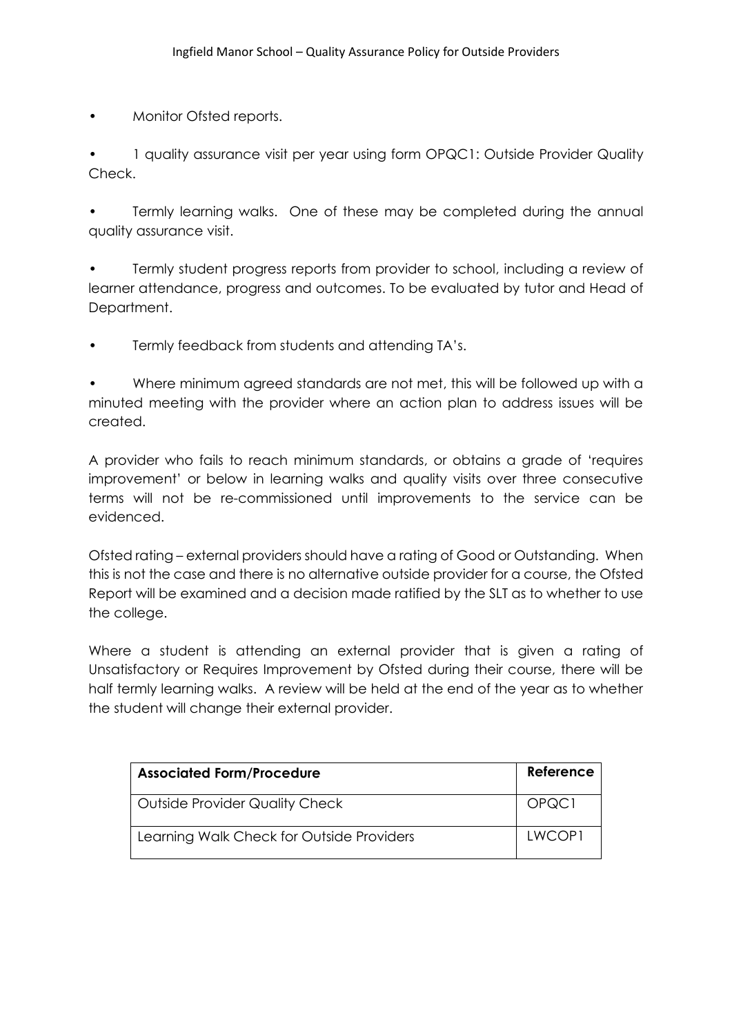- Monitor Ofsted reports.
- 1 quality assurance visit per year using form OPQC1: Outside Provider Quality Check.
- Termly learning walks. One of these may be completed during the annual quality assurance visit.
- Termly student progress reports from provider to school, including a review of learner attendance, progress and outcomes. To be evaluated by tutor and Head of Department.
- Termly feedback from students and attending TA's.
- Where minimum agreed standards are not met, this will be followed up with a minuted meeting with the provider where an action plan to address issues will be created.

A provider who fails to reach minimum standards, or obtains a grade of 'requires improvement' or below in learning walks and quality visits over three consecutive terms will not be re-commissioned until improvements to the service can be evidenced.

Ofsted rating – external providers should have a rating of Good or Outstanding. When this is not the case and there is no alternative outside provider for a course, the Ofsted Report will be examined and a decision made ratified by the SLT as to whether to use the college.

Where a student is attending an external provider that is given a rating of Unsatisfactory or Requires Improvement by Ofsted during their course, there will be half termly learning walks. A review will be held at the end of the year as to whether the student will change their external provider.

| **Associated Form/Procedure** | **Reference** |
|---|---|
| Outside Provider Quality Check | OPQC1 |
| Learning Walk Check for Outside Providers | LWCOP1 |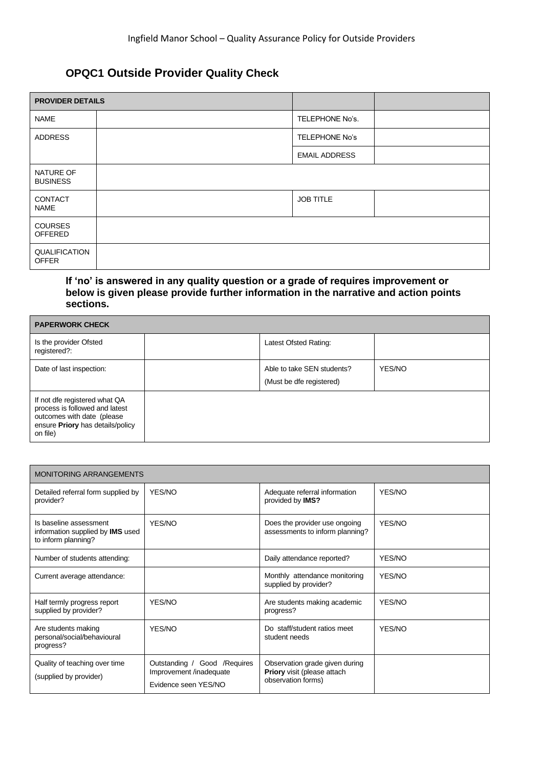## OPQC1 Outside Provider Quality Check

| PROVIDER DETAILS | | | |
|---|---|---|---|
| NAME | | TELEPHONE No's. | |
| ADDRESS | | TELEPHONE No's | |
| | | EMAIL ADDRESS | |
| NATURE OF BUSINESS | | | |
| CONTACT NAME | | JOB TITLE | |
| COURSES OFFERED | | | |
| QUALIFICATION OFFER | | | |

**If 'no' is answered in any quality question or a grade of requires improvement or below is given please provide further information in the narrative and action points sections.**

| PAPERWORK CHECK | | | |
|---|---|---|---|
| Is the provider Ofsted registered?: | | Latest Ofsted Rating: | |
| Date of last inspection: | | Able to take SEN students?<br>(Must be dfe registered) | YES/NO |
| If not dfe registered what QA process is followed and latest outcomes with date (please ensure **Priory** has details/policy on file) | | | |

| MONITORING ARRANGEMENTS | | | |
|---|---|---|---|
| Detailed referral form supplied by provider? | YES/NO | Adequate referral information provided by **IMS?** | YES/NO |
| Is baseline assessment information supplied by **IMS** used to inform planning? | YES/NO | Does the provider use ongoing assessments to inform planning? | YES/NO |
| Number of students attending: | | Daily attendance reported? | YES/NO |
| Current average attendance: | | Monthly attendance monitoring supplied by provider? | YES/NO |
| Half termly progress report supplied by provider? | YES/NO | Are students making academic progress? | YES/NO |
| Are students making personal/social/behavioural progress? | YES/NO | Do staff/student ratios meet student needs | YES/NO |
| Quality of teaching over time<br>(supplied by provider) | Outstanding / Good /Requires Improvement /inadequate<br>Evidence seen YES/NO | Observation grade given during **Priory** visit (please attach observation forms) | |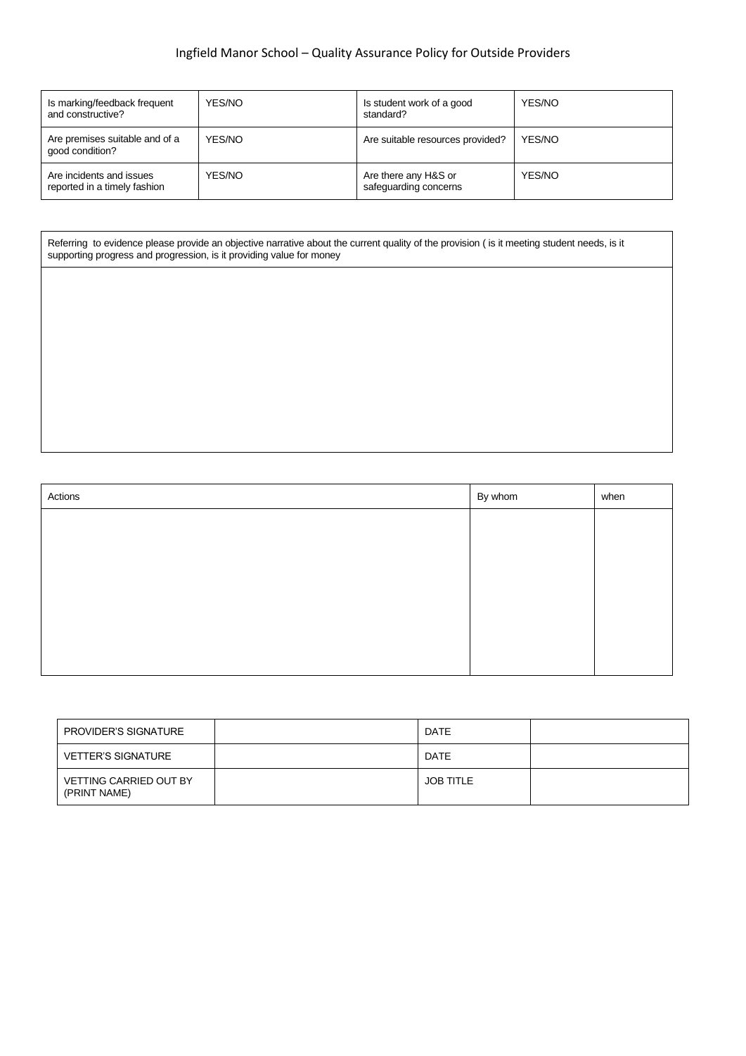| Is marking/feedback frequent and constructive? | YES/NO | Is student work of a good standard? | YES/NO |
|---|---|---|---|
| Are premises suitable and of a good condition? | YES/NO | Are suitable resources provided? | YES/NO |
| Are incidents and issues reported in a timely fashion | YES/NO | Are there any H&S or safeguarding concerns | YES/NO |

| Referring to evidence please provide an objective narrative about the current quality of the provision ( is it meeting student needs, is it supporting progress and progression, is it providing value for money |
|---|
| |

| Actions | By whom | when |
|---|---|---|
| | | |

| PROVIDER'S SIGNATURE | | DATE | |
|---|---|---|---|
| VETTER'S SIGNATURE | | DATE | |
| VETTING CARRIED OUT BY (PRINT NAME) | | JOB TITLE | |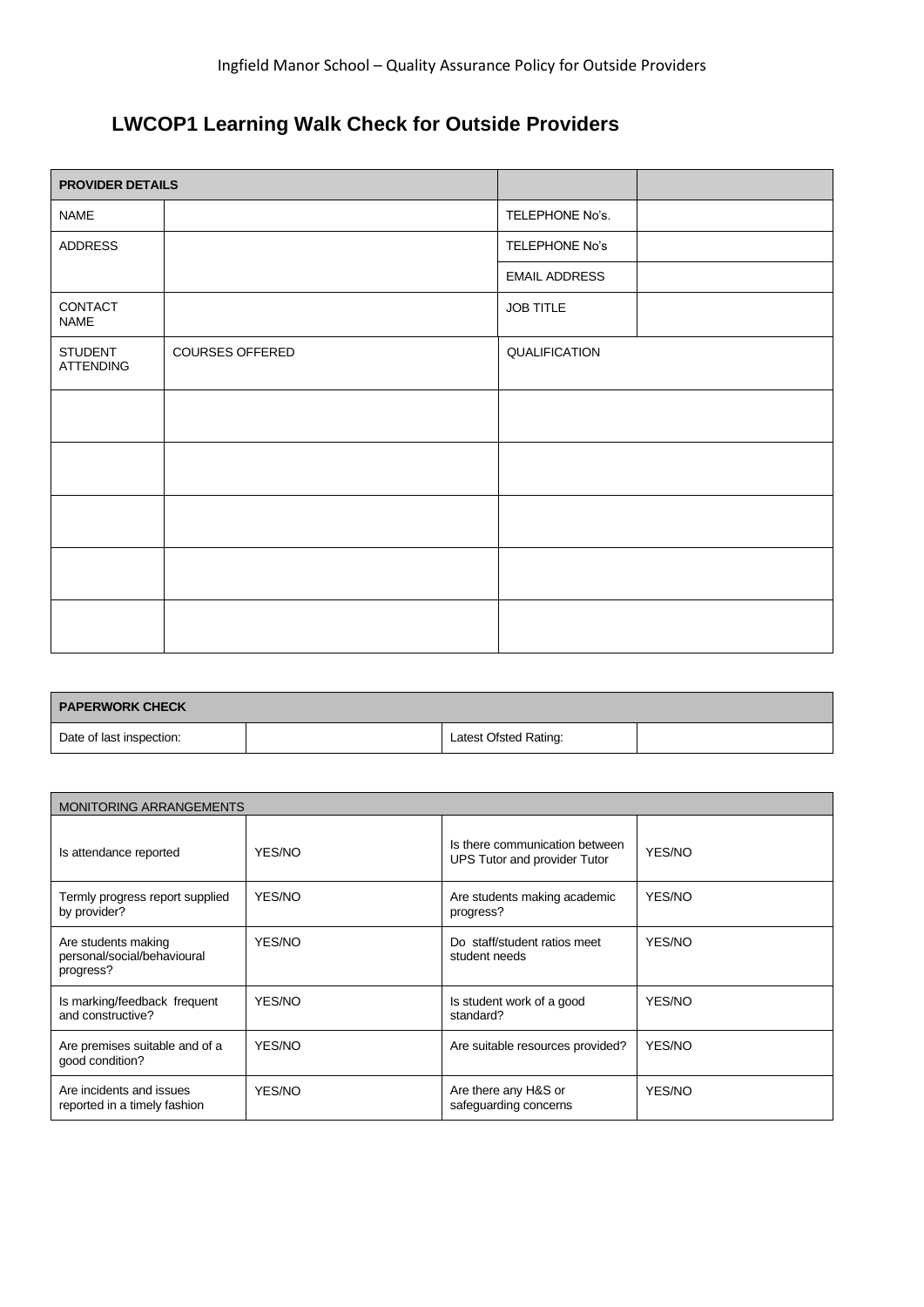## LWCOP1 Learning Walk Check for Outside Providers

| PROVIDER DETAILS | | | |
|---|---|---|---|
| NAME | | TELEPHONE No's. | |
| ADDRESS | | TELEPHONE No's | |
| | | EMAIL ADDRESS | |
| CONTACT NAME | | JOB TITLE | |
| STUDENT ATTENDING | COURSES OFFERED | QUALIFICATION | |
| | | | |
| | | | |
| | | | |
| | | | |
| | | | |

| PAPERWORK CHECK | | | |
|---|---|---|---|
| Date of last inspection: | | Latest Ofsted Rating: | |

| MONITORING ARRANGEMENTS | | | |
|---|---|---|---|
| Is attendance reported | YES/NO | Is there communication between UPS Tutor and provider Tutor | YES/NO |
| Termly progress report supplied by provider? | YES/NO | Are students making academic progress? | YES/NO |
| Are students making personal/social/behavioural progress? | YES/NO | Do staff/student ratios meet student needs | YES/NO |
| Is marking/feedback frequent and constructive? | YES/NO | Is student work of a good standard? | YES/NO |
| Are premises suitable and of a good condition? | YES/NO | Are suitable resources provided? | YES/NO |
| Are incidents and issues reported in a timely fashion | YES/NO | Are there any H&S or safeguarding concerns | YES/NO |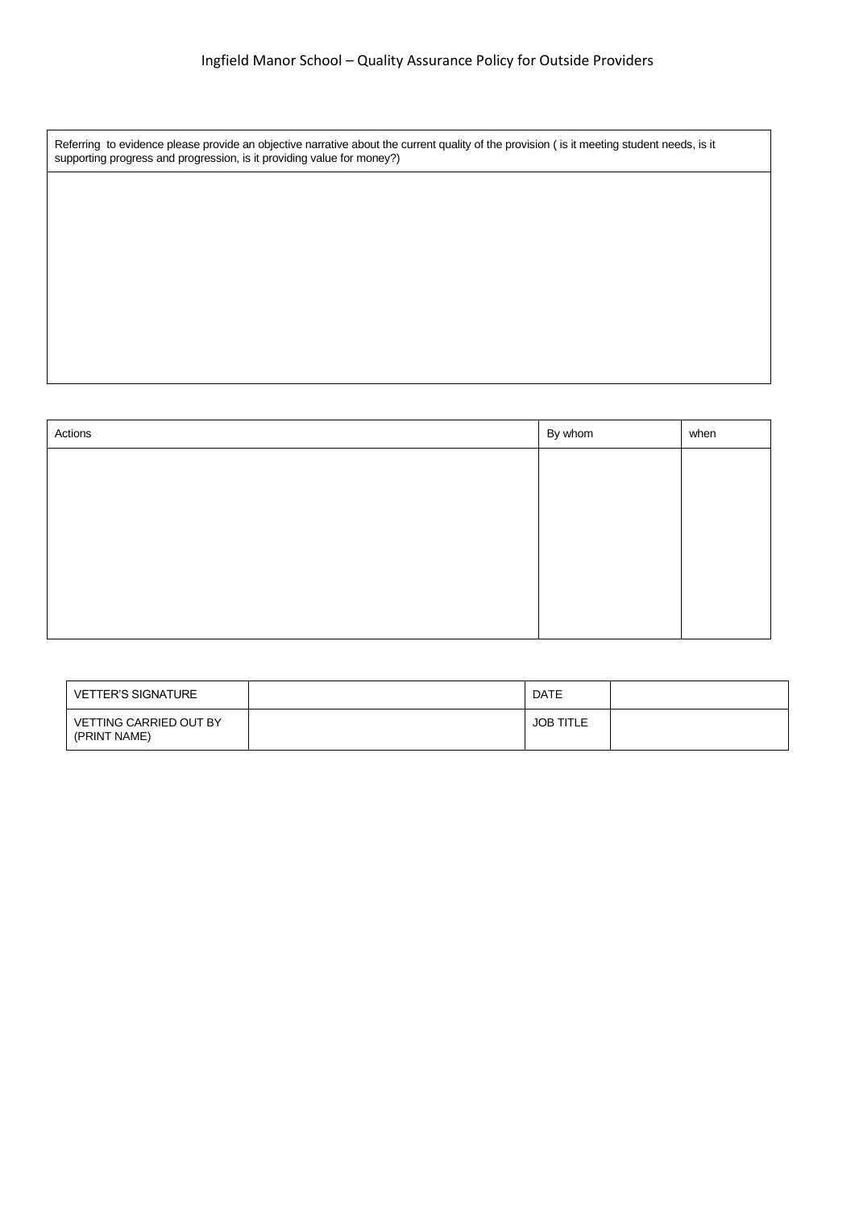| Referring to evidence please provide an objective narrative about the current quality of the provision ( is it meeting student needs, is it supporting progress and progression, is it providing value for money?) |
|---|
| |

| Actions | By whom | when |
|---|---|---|
| | | |

| | | | |
|---|---|---|---|
| VETTER'S SIGNATURE | | DATE | |
| VETTING CARRIED OUT BY (PRINT NAME) | | JOB TITLE | |